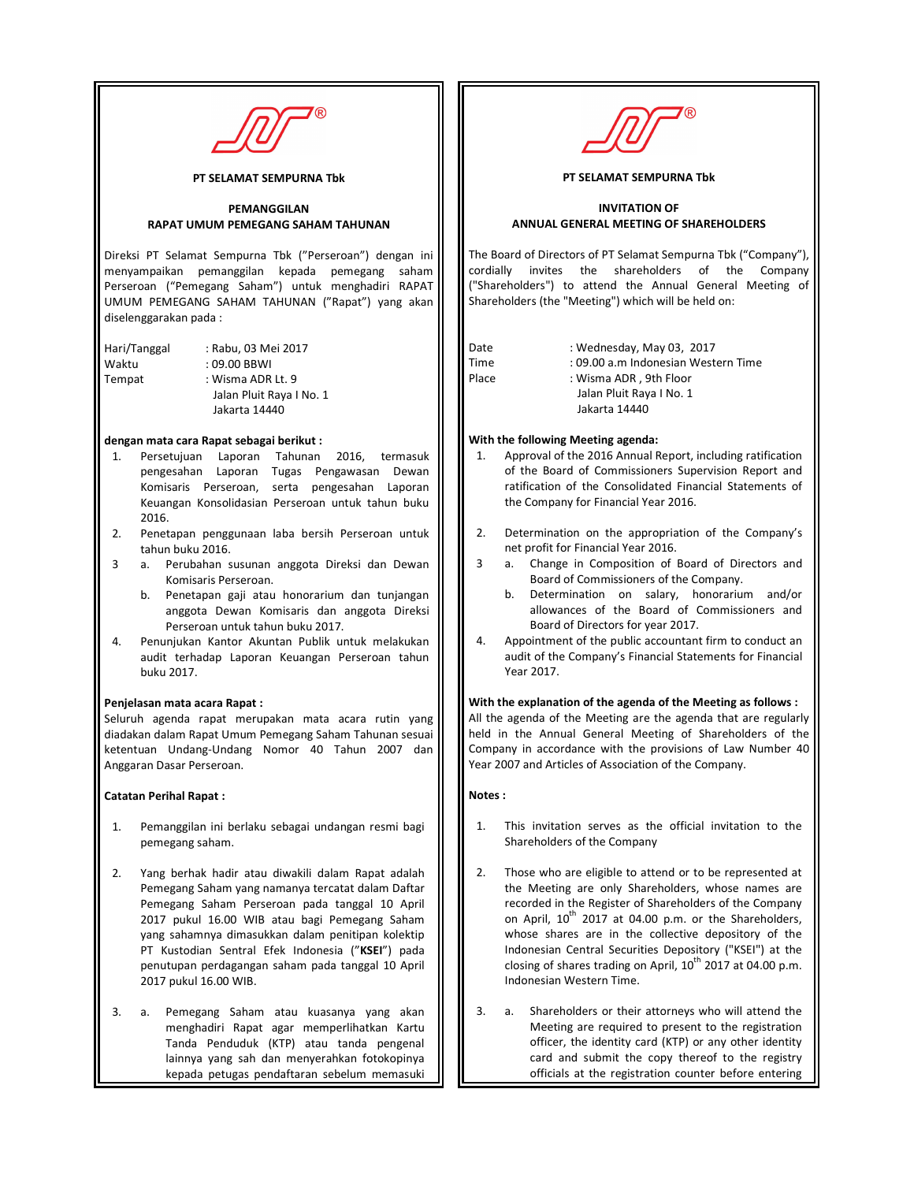**PT SELAMAT SEMPURNA Tbk**

## PEMANGGILAN RAPAT UMUM PEMEGANG SAHAM TAHUNAN

Direksi PT Selamat Sempurna Tbk ("Perseroan") dengan ini menyampaikan pemanggilan kepada pemegang saham Perseroan ("Pemegang Saham") untuk menghadiri RAPAT UMUM PEMEGANG SAHAM TAHUNAN ("Rapat") yang akan diselenggarakan pada :

| | |
|---|---|
| Hari/Tanggal | : Rabu, 03 Mei 2017 |
| Waktu | : 09.00 BBWI |
| Tempat | : Wisma ADR Lt. 9<br>Jalan Pluit Raya I No. 1<br>Jakarta 14440 |

**dengan mata cara Rapat sebagai berikut :**

1. Persetujuan Laporan Tahunan 2016, termasuk pengesahan Laporan Tugas Pengawasan Dewan Komisaris Perseroan, serta pengesahan Laporan Keuangan Konsolidasian Perseroan untuk tahun buku 2016.
2. Penetapan penggunaan laba bersih Perseroan untuk tahun buku 2016.
3. a. Perubahan susunan anggota Direksi dan Dewan Komisaris Perseroan.
   b. Penetapan gaji atau honorarium dan tunjangan anggota Dewan Komisaris dan anggota Direksi Perseroan untuk tahun buku 2017.
4. Penunjukan Kantor Akuntan Publik untuk melakukan audit terhadap Laporan Keuangan Perseroan tahun buku 2017.

**Penjelasan mata acara Rapat :**

Seluruh agenda rapat merupakan mata acara rutin yang diadakan dalam Rapat Umum Pemegang Saham Tahunan sesuai ketentuan Undang-Undang Nomor 40 Tahun 2007 dan Anggaran Dasar Perseroan.

**Catatan Perihal Rapat :**

1. Pemanggilan ini berlaku sebagai undangan resmi bagi pemegang saham.
2. Yang berhak hadir atau diwakili dalam Rapat adalah Pemegang Saham yang namanya tercatat dalam Daftar Pemegang Saham Perseroan pada tanggal 10 April 2017 pukul 16.00 WIB atau bagi Pemegang Saham yang sahamnya dimasukkan dalam penitipan kolektip PT Kustodian Sentral Efek Indonesia ("**KSEI**") pada penutupan perdagangan saham pada tanggal 10 April 2017 pukul 16.00 WIB.
3. a. Pemegang Saham atau kuasanya yang akan menghadiri Rapat agar memperlihatkan Kartu Tanda Penduduk (KTP) atau tanda pengenal lainnya yang sah dan menyerahkan fotokopinya kepada petugas pendaftaran sebelum memasuki

**PT SELAMAT SEMPURNA Tbk**

## INVITATION OF ANNUAL GENERAL MEETING OF SHAREHOLDERS

The Board of Directors of PT Selamat Sempurna Tbk ("Company"), cordially invites the shareholders of the Company ("Shareholders") to attend the Annual General Meeting of Shareholders (the "Meeting") which will be held on:

| | |
|---|---|
| Date | : Wednesday, May 03, 2017 |
| Time | : 09.00 a.m Indonesian Western Time |
| Place | : Wisma ADR , 9th Floor<br>Jalan Pluit Raya I No. 1<br>Jakarta 14440 |

**With the following Meeting agenda:**

1. Approval of the 2016 Annual Report, including ratification of the Board of Commissioners Supervision Report and ratification of the Consolidated Financial Statements of the Company for Financial Year 2016.
2. Determination on the appropriation of the Company's net profit for Financial Year 2016.
3. a. Change in Composition of Board of Directors and Board of Commissioners of the Company.
   b. Determination on salary, honorarium and/or allowances of the Board of Commissioners and Board of Directors for year 2017.
4. Appointment of the public accountant firm to conduct an audit of the Company's Financial Statements for Financial Year 2017.

**With the explanation of the agenda of the Meeting as follows :**

All the agenda of the Meeting are the agenda that are regularly held in the Annual General Meeting of Shareholders of the Company in accordance with the provisions of Law Number 40 Year 2007 and Articles of Association of the Company.

**Notes :**

1. This invitation serves as the official invitation to the Shareholders of the Company
2. Those who are eligible to attend or to be represented at the Meeting are only Shareholders, whose names are recorded in the Register of Shareholders of the Company on April, 10th 2017 at 04.00 p.m. or the Shareholders, whose shares are in the collective depository of the Indonesian Central Securities Depository ("KSEI") at the closing of shares trading on April, 10th 2017 at 04.00 p.m. Indonesian Western Time.
3. a. Shareholders or their attorneys who will attend the Meeting are required to present to the registration officer, the identity card (KTP) or any other identity card and submit the copy thereof to the registry officials at the registration counter before entering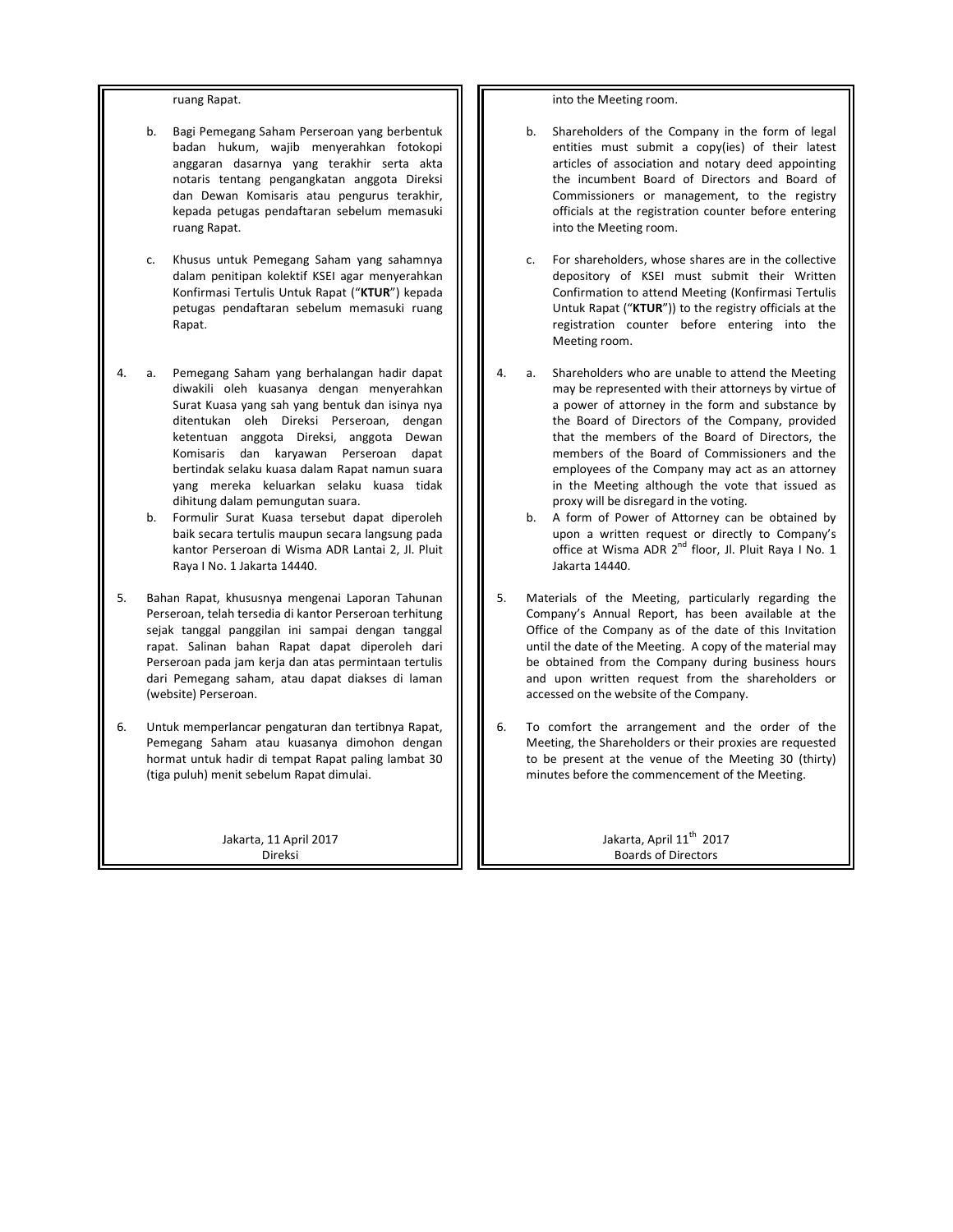ruang Rapat.

b. Bagi Pemegang Saham Perseroan yang berbentuk badan hukum, wajib menyerahkan fotokopi anggaran dasarnya yang terakhir serta akta notaris tentang pengangkatan anggota Direksi dan Dewan Komisaris atau pengurus terakhir, kepada petugas pendaftaran sebelum memasuki ruang Rapat.

c. Khusus untuk Pemegang Saham yang sahamnya dalam penitipan kolektif KSEI agar menyerahkan Konfirmasi Tertulis Untuk Rapat ("**KTUR**") kepada petugas pendaftaran sebelum memasuki ruang Rapat.

4. a. Pemegang Saham yang berhalangan hadir dapat diwakili oleh kuasanya dengan menyerahkan Surat Kuasa yang sah yang bentuk dan isinya nya ditentukan oleh Direksi Perseroan, dengan ketentuan anggota Direksi, anggota Dewan Komisaris dan karyawan Perseroan dapat bertindak selaku kuasa dalam Rapat namun suara yang mereka keluarkan selaku kuasa tidak dihitung dalam pemungutan suara.
   b. Formulir Surat Kuasa tersebut dapat diperoleh baik secara tertulis maupun secara langsung pada kantor Perseroan di Wisma ADR Lantai 2, Jl. Pluit Raya I No. 1 Jakarta 14440.

5. Bahan Rapat, khususnya mengenai Laporan Tahunan Perseroan, telah tersedia di kantor Perseroan terhitung sejak tanggal panggilan ini sampai dengan tanggal rapat. Salinan bahan Rapat dapat diperoleh dari Perseroan pada jam kerja dan atas permintaan tertulis dari Pemegang saham, atau dapat diakses di laman (website) Perseroan.

6. Untuk memperlancar pengaturan dan tertibnya Rapat, Pemegang Saham atau kuasanya dimohon dengan hormat untuk hadir di tempat Rapat paling lambat 30 (tiga puluh) menit sebelum Rapat dimulai.

Jakarta, 11 April 2017
Direksi

into the Meeting room.

b. Shareholders of the Company in the form of legal entities must submit a copy(ies) of their latest articles of association and notary deed appointing the incumbent Board of Directors and Board of Commissioners or management, to the registry officials at the registration counter before entering into the Meeting room.

c. For shareholders, whose shares are in the collective depository of KSEI must submit their Written Confirmation to attend Meeting (Konfirmasi Tertulis Untuk Rapat ("**KTUR**")) to the registry officials at the registration counter before entering into the Meeting room.

4. a. Shareholders who are unable to attend the Meeting may be represented with their attorneys by virtue of a power of attorney in the form and substance by the Board of Directors of the Company, provided that the members of the Board of Directors, the members of the Board of Commissioners and the employees of the Company may act as an attorney in the Meeting although the vote that issued as proxy will be disregard in the voting.
   b. A form of Power of Attorney can be obtained by upon a written request or directly to Company's office at Wisma ADR 2nd floor, Jl. Pluit Raya I No. 1 Jakarta 14440.

5. Materials of the Meeting, particularly regarding the Company's Annual Report, has been available at the Office of the Company as of the date of this Invitation until the date of the Meeting. A copy of the material may be obtained from the Company during business hours and upon written request from the shareholders or accessed on the website of the Company.

6. To comfort the arrangement and the order of the Meeting, the Shareholders or their proxies are requested to be present at the venue of the Meeting 30 (thirty) minutes before the commencement of the Meeting.

Jakarta, April 11th 2017
Boards of Directors